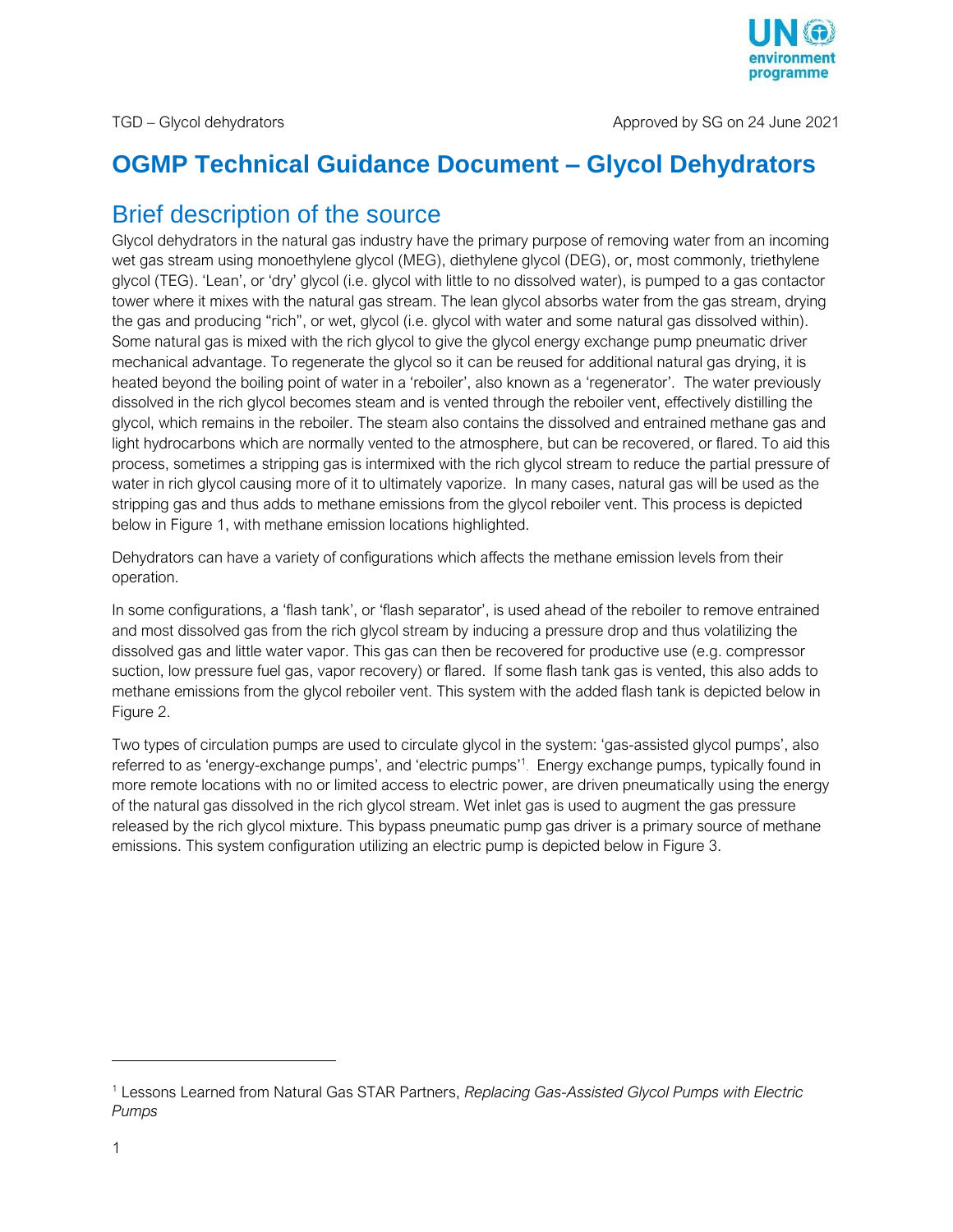# OGMP Technical Guidance Document – Glycol Dehydrators

## Brief description of the source

Glycol dehydrators in the natural gas industry have the primary purpose of removing water from an incoming wet gas stream using monoethylene glycol (MEG), diethylene glycol (DEG), or, most commonly, triethylene glycol (TEG). 'Lean', or 'dry' glycol (i.e. glycol with little to no dissolved water), is pumped to a gas contactor tower where it mixes with the natural gas stream. The lean glycol absorbs water from the gas stream, drying the gas and producing "rich", or wet, glycol (i.e. glycol with water and some natural gas dissolved within). Some natural gas is mixed with the rich glycol to give the glycol energy exchange pump pneumatic driver mechanical advantage. To regenerate the glycol so it can be reused for additional natural gas drying, it is heated beyond the boiling point of water in a 'reboiler', also known as a 'regenerator'. The water previously dissolved in the rich glycol becomes steam and is vented through the reboiler vent, effectively distilling the glycol, which remains in the reboiler. The steam also contains the dissolved and entrained methane gas and light hydrocarbons which are normally vented to the atmosphere, but can be recovered, or flared. To aid this process, sometimes a stripping gas is intermixed with the rich glycol stream to reduce the partial pressure of water in rich glycol causing more of it to ultimately vaporize. In many cases, natural gas will be used as the stripping gas and thus adds to methane emissions from the glycol reboiler vent. This process is depicted below in Figure 1, with methane emission locations highlighted.

Dehydrators can have a variety of configurations which affects the methane emission levels from their operation.

In some configurations, a 'flash tank', or 'flash separator', is used ahead of the reboiler to remove entrained and most dissolved gas from the rich glycol stream by inducing a pressure drop and thus volatilizing the dissolved gas and little water vapor. This gas can then be recovered for productive use (e.g. compressor suction, low pressure fuel gas, vapor recovery) or flared. If some flash tank gas is vented, this also adds to methane emissions from the glycol reboiler vent. This system with the added flash tank is depicted below in Figure 2.

Two types of circulation pumps are used to circulate glycol in the system: 'gas-assisted glycol pumps', also referred to as 'energy-exchange pumps', and 'electric pumps'[1]. Energy exchange pumps, typically found in more remote locations with no or limited access to electric power, are driven pneumatically using the energy of the natural gas dissolved in the rich glycol stream. Wet inlet gas is used to augment the gas pressure released by the rich glycol mixture. This bypass pneumatic pump gas driver is a primary source of methane emissions. This system configuration utilizing an electric pump is depicted below in Figure 3.

---

[1] Lessons Learned from Natural Gas STAR Partners, *Replacing Gas-Assisted Glycol Pumps with Electric Pumps*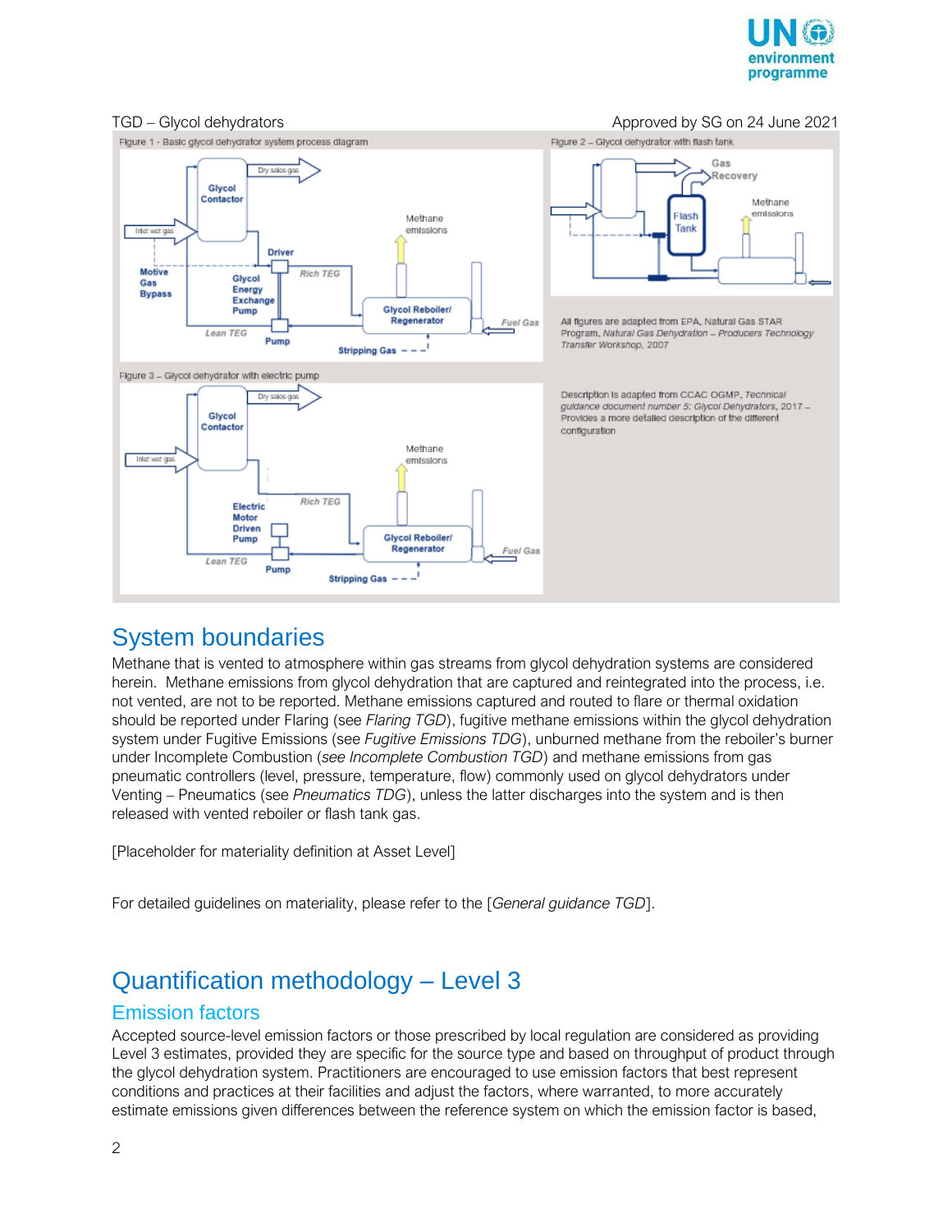Figure 1 - Basic glycol dehydrator system process diagram

Figure 2 – Glycol dehydrator with flash tank

All figures are adapted from EPA, Natural Gas STAR Program, *Natural Gas Dehydration – Producers Technology Transfer Workshop*, 2007

Figure 3 – Glycol dehydrator with electric pump

Description is adapted from CCAC OGMP, *Technical guidance document number 5: Glycol Dehydrators*, 2017 – Provides a more detailed description of the different configuration

## System boundaries

Methane that is vented to atmosphere within gas streams from glycol dehydration systems are considered herein. Methane emissions from glycol dehydration that are captured and reintegrated into the process, i.e. not vented, are not to be reported. Methane emissions captured and routed to flare or thermal oxidation should be reported under Flaring (see *Flaring TGD*), fugitive methane emissions within the glycol dehydration system under Fugitive Emissions (see *Fugitive Emissions TDG*), unburned methane from the reboiler's burner under Incomplete Combustion (*see Incomplete Combustion TGD*) and methane emissions from gas pneumatic controllers (level, pressure, temperature, flow) commonly used on glycol dehydrators under Venting – Pneumatics (see *Pneumatics TDG*), unless the latter discharges into the system and is then released with vented reboiler or flash tank gas.

[Placeholder for materiality definition at Asset Level]

For detailed guidelines on materiality, please refer to the [*General guidance TGD*].

## Quantification methodology – Level 3

### Emission factors

Accepted source-level emission factors or those prescribed by local regulation are considered as providing Level 3 estimates, provided they are specific for the source type and based on throughput of product through the glycol dehydration system. Practitioners are encouraged to use emission factors that best represent conditions and practices at their facilities and adjust the factors, where warranted, to more accurately estimate emissions given differences between the reference system on which the emission factor is based,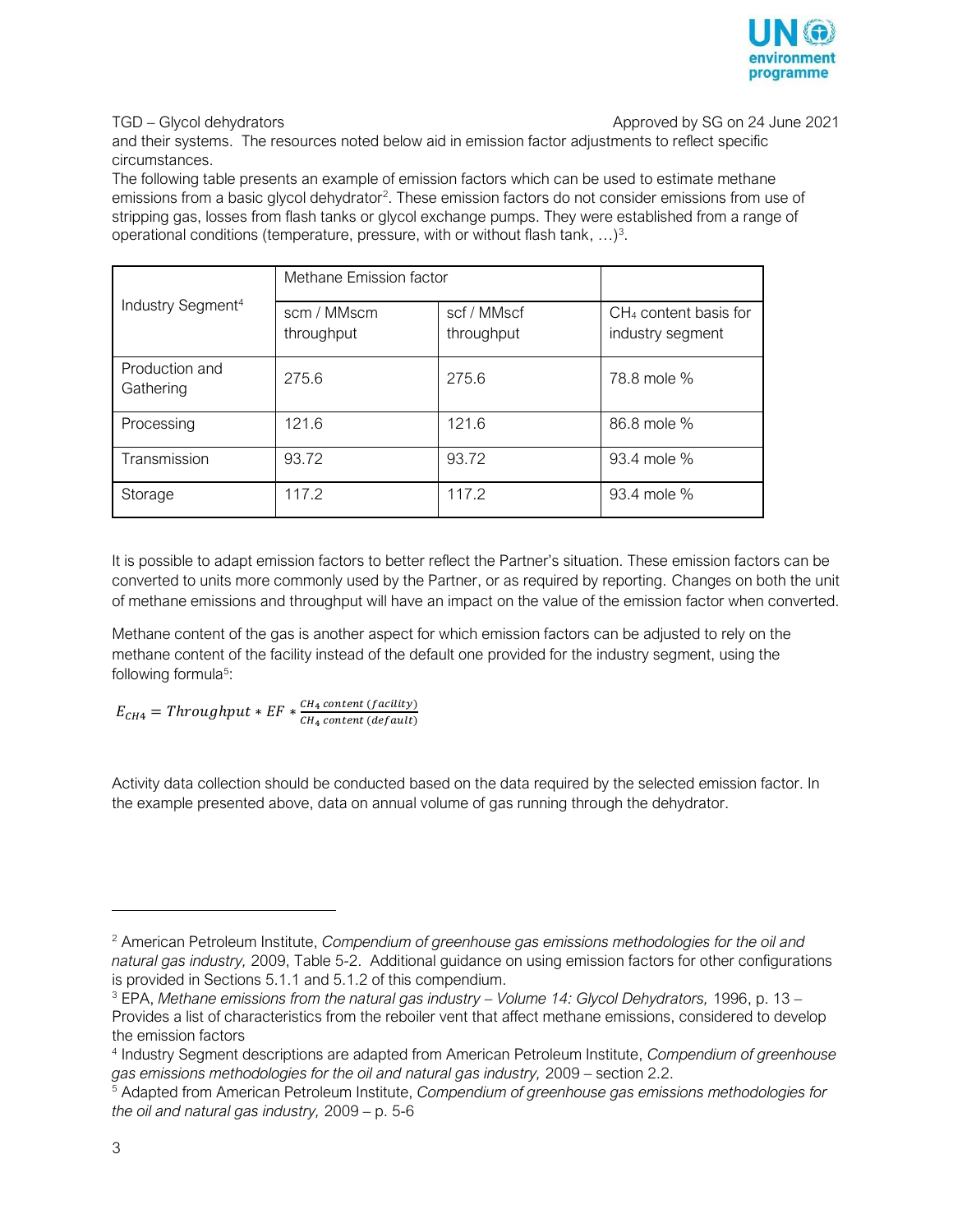and their systems. The resources noted below aid in emission factor adjustments to reflect specific circumstances.

The following table presents an example of emission factors which can be used to estimate methane emissions from a basic glycol dehydrator[2]. These emission factors do not consider emissions from use of stripping gas, losses from flash tanks or glycol exchange pumps. They were established from a range of operational conditions (temperature, pressure, with or without flash tank, …)[3].

| Industry Segment[4] | Methane Emission factor | | |
|---|---|---|---|
| | scm / MMscm throughput | scf / MMscf throughput | $CH_4$ content basis for industry segment |
| Production and Gathering | 275.6 | 275.6 | 78.8 mole % |
| Processing | 121.6 | 121.6 | 86.8 mole % |
| Transmission | 93.72 | 93.72 | 93.4 mole % |
| Storage | 117.2 | 117.2 | 93.4 mole % |

It is possible to adapt emission factors to better reflect the Partner's situation. These emission factors can be converted to units more commonly used by the Partner, or as required by reporting. Changes on both the unit of methane emissions and throughput will have an impact on the value of the emission factor when converted.

Methane content of the gas is another aspect for which emission factors can be adjusted to rely on the methane content of the facility instead of the default one provided for the industry segment, using the following formula[5]:

$$E_{CH4} = Throughput * EF * \frac{CH_4\, content\ (facility)}{CH_4\, content\ (default)}$$

Activity data collection should be conducted based on the data required by the selected emission factor. In the example presented above, data on annual volume of gas running through the dehydrator.

---

[2] American Petroleum Institute, *Compendium of greenhouse gas emissions methodologies for the oil and natural gas industry,* 2009, Table 5-2. Additional guidance on using emission factors for other configurations is provided in Sections 5.1.1 and 5.1.2 of this compendium.

[3] EPA, *Methane emissions from the natural gas industry – Volume 14: Glycol Dehydrators,* 1996, p. 13 – Provides a list of characteristics from the reboiler vent that affect methane emissions, considered to develop the emission factors

[4] Industry Segment descriptions are adapted from American Petroleum Institute, *Compendium of greenhouse gas emissions methodologies for the oil and natural gas industry,* 2009 – section 2.2.

[5] Adapted from American Petroleum Institute, *Compendium of greenhouse gas emissions methodologies for the oil and natural gas industry,* 2009 – p. 5-6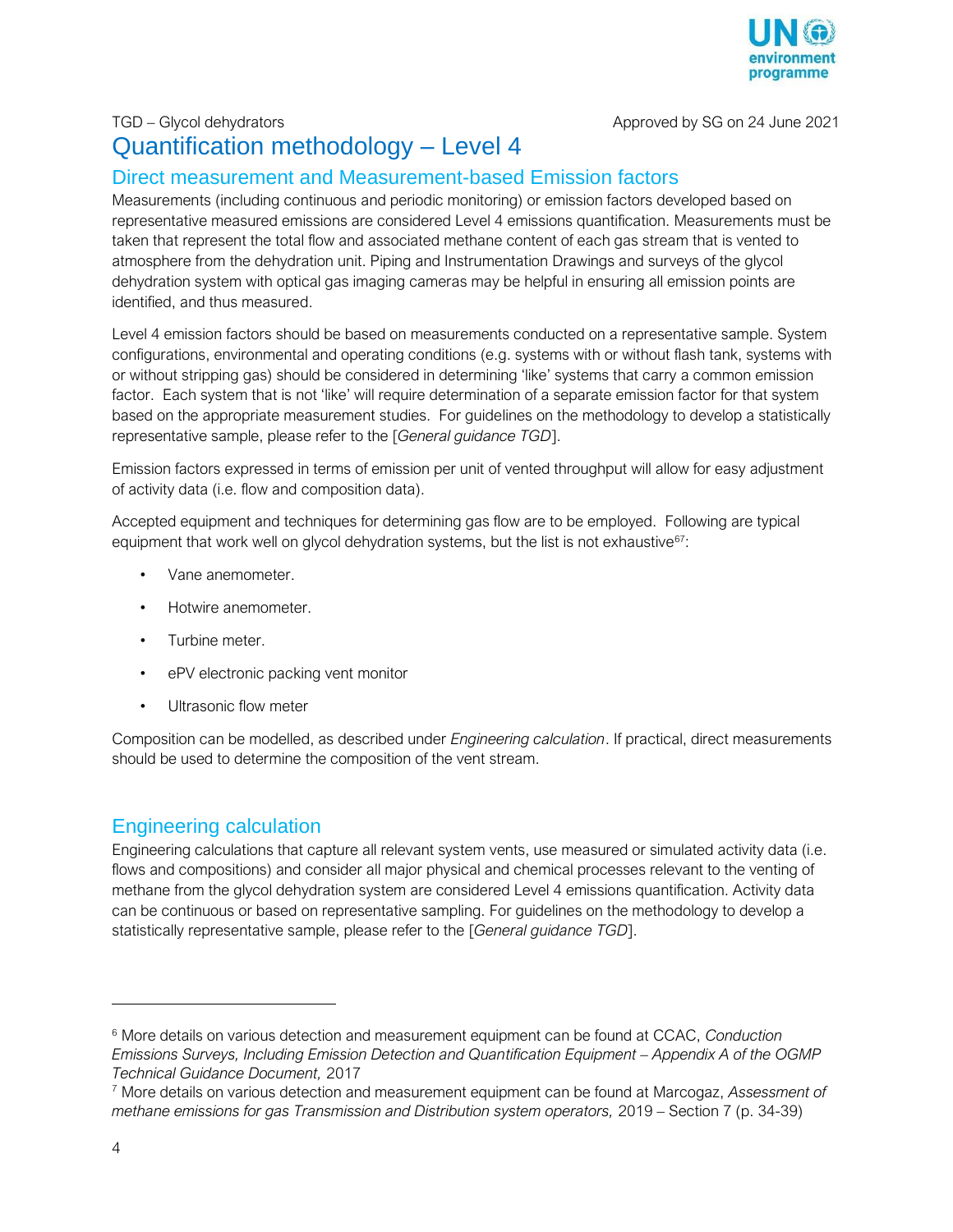TGD – Glycol dehydrators Approved by SG on 24 June 2021

# Quantification methodology – Level 4

## Direct measurement and Measurement-based Emission factors

Measurements (including continuous and periodic monitoring) or emission factors developed based on representative measured emissions are considered Level 4 emissions quantification. Measurements must be taken that represent the total flow and associated methane content of each gas stream that is vented to atmosphere from the dehydration unit. Piping and Instrumentation Drawings and surveys of the glycol dehydration system with optical gas imaging cameras may be helpful in ensuring all emission points are identified, and thus measured.

Level 4 emission factors should be based on measurements conducted on a representative sample. System configurations, environmental and operating conditions (e.g. systems with or without flash tank, systems with or without stripping gas) should be considered in determining 'like' systems that carry a common emission factor. Each system that is not 'like' will require determination of a separate emission factor for that system based on the appropriate measurement studies. For guidelines on the methodology to develop a statistically representative sample, please refer to the [*General guidance TGD*].

Emission factors expressed in terms of emission per unit of vented throughput will allow for easy adjustment of activity data (i.e. flow and composition data).

Accepted equipment and techniques for determining gas flow are to be employed. Following are typical equipment that work well on glycol dehydration systems, but the list is not exhaustive[6,7]:

- Vane anemometer.
- Hotwire anemometer.
- Turbine meter.
- ePV electronic packing vent monitor
- Ultrasonic flow meter

Composition can be modelled, as described under *Engineering calculation*. If practical, direct measurements should be used to determine the composition of the vent stream.

## Engineering calculation

Engineering calculations that capture all relevant system vents, use measured or simulated activity data (i.e. flows and compositions) and consider all major physical and chemical processes relevant to the venting of methane from the glycol dehydration system are considered Level 4 emissions quantification. Activity data can be continuous or based on representative sampling. For guidelines on the methodology to develop a statistically representative sample, please refer to the [*General guidance TGD*].

---

[6] More details on various detection and measurement equipment can be found at CCAC, *Conduction Emissions Surveys, Including Emission Detection and Quantification Equipment – Appendix A of the OGMP Technical Guidance Document,* 2017

[7] More details on various detection and measurement equipment can be found at Marcogaz, *Assessment of methane emissions for gas Transmission and Distribution system operators,* 2019 – Section 7 (p. 34-39)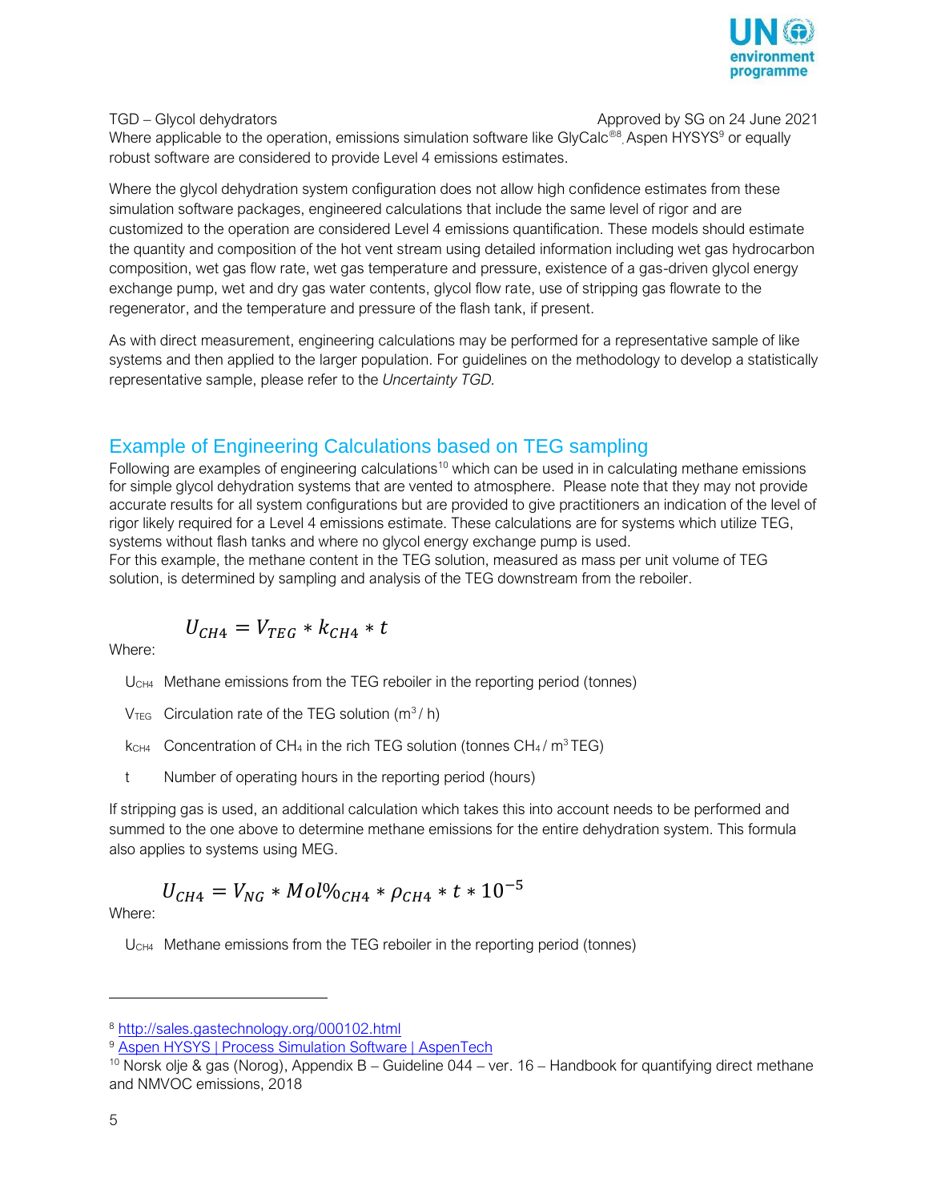Where applicable to the operation, emissions simulation software like GlyCalc®[8], Aspen HYSYS[9] or equally robust software are considered to provide Level 4 emissions estimates.

Where the glycol dehydration system configuration does not allow high confidence estimates from these simulation software packages, engineered calculations that include the same level of rigor and are customized to the operation are considered Level 4 emissions quantification. These models should estimate the quantity and composition of the hot vent stream using detailed information including wet gas hydrocarbon composition, wet gas flow rate, wet gas temperature and pressure, existence of a gas-driven glycol energy exchange pump, wet and dry gas water contents, glycol flow rate, use of stripping gas flowrate to the regenerator, and the temperature and pressure of the flash tank, if present.

As with direct measurement, engineering calculations may be performed for a representative sample of like systems and then applied to the larger population. For guidelines on the methodology to develop a statistically representative sample, please refer to the *Uncertainty TGD.*

## Example of Engineering Calculations based on TEG sampling

Following are examples of engineering calculations[10] which can be used in in calculating methane emissions for simple glycol dehydration systems that are vented to atmosphere. Please note that they may not provide accurate results for all system configurations but are provided to give practitioners an indication of the level of rigor likely required for a Level 4 emissions estimate. These calculations are for systems which utilize TEG, systems without flash tanks and where no glycol energy exchange pump is used.
For this example, the methane content in the TEG solution, measured as mass per unit volume of TEG solution, is determined by sampling and analysis of the TEG downstream from the reboiler.

$$U_{CH4} = V_{TEG} * k_{CH4} * t$$

Where:

- $U_{CH4}$ Methane emissions from the TEG reboiler in the reporting period (tonnes)
- $V_{TEG}$ Circulation rate of the TEG solution ($m^3$ / h)
- $k_{CH4}$ Concentration of $CH_4$ in the rich TEG solution (tonnes $CH_4$ / $m^3$ TEG)
- $t$ Number of operating hours in the reporting period (hours)

If stripping gas is used, an additional calculation which takes this into account needs to be performed and summed to the one above to determine methane emissions for the entire dehydration system. This formula also applies to systems using MEG.

$$U_{CH4} = V_{NG} * Mol\%_{CH4} * \rho_{CH4} * t * 10^{-5}$$

Where:

- $U_{CH4}$ Methane emissions from the TEG reboiler in the reporting period (tonnes)

---

[8] http://sales.gastechnology.org/000102.html

[9] Aspen HYSYS | Process Simulation Software | AspenTech

[10] Norsk olje & gas (Norog), Appendix B – Guideline 044 – ver. 16 – Handbook for quantifying direct methane and NMVOC emissions, 2018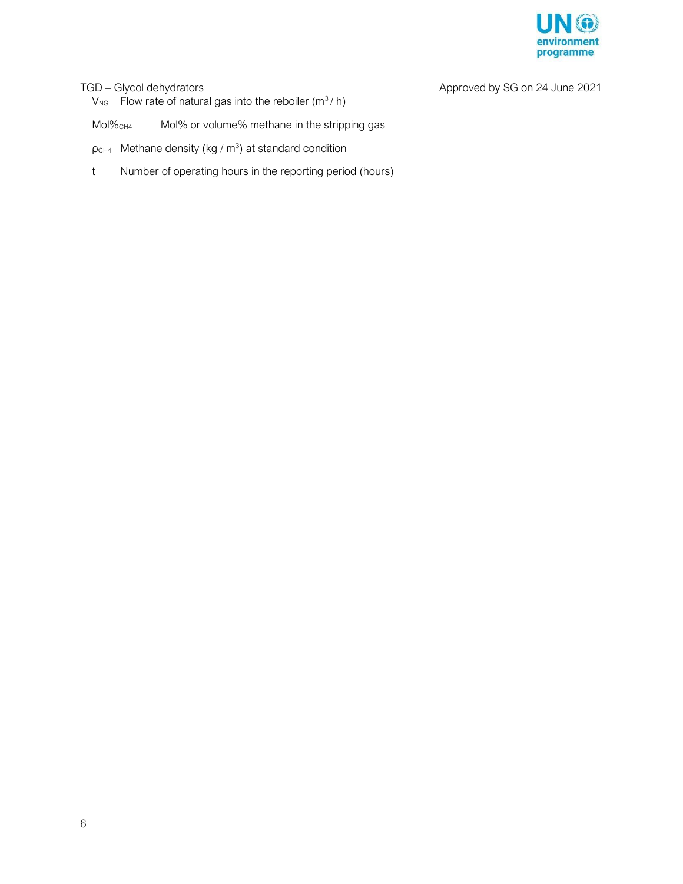$V_{NG}$ Flow rate of natural gas into the reboiler ($m^3$ / h)

$Mol\%_{CH4}$ Mol% or volume% methane in the stripping gas

$\rho_{CH4}$ Methane density (kg / $m^3$) at standard condition

t Number of operating hours in the reporting period (hours)